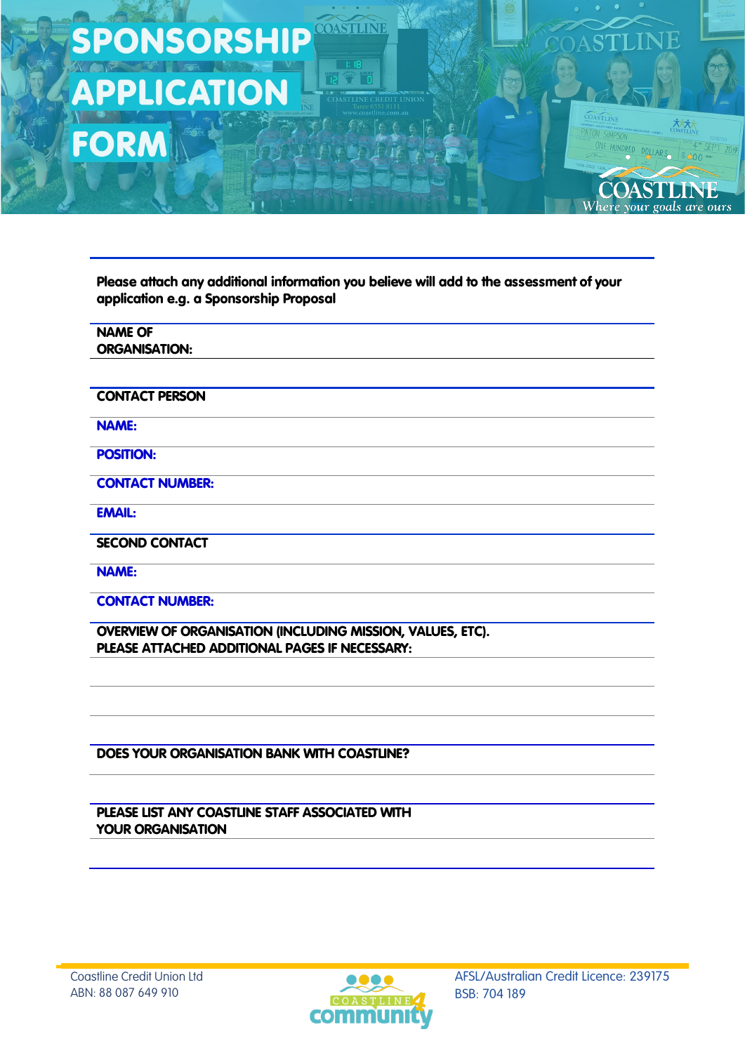# SPONSORSHIP APPLICATION FORM

**Please attach any additional information you believe will add to the assessment of your application e.g. a Sponsorship Proposal**

**NAME OF ORGANISATION:**

**CONTACT PERSON**

**NAME:**

**POSITION:**

**CONTACT NUMBER:**

**EMAIL:**

**SECOND CONTACT**

**NAME:**

**CONTACT NUMBER:**

**OVERVIEW OF ORGANISATION (INCLUDING MISSION, VALUES, ETC). PLEASE ATTACHED ADDITIONAL PAGES IF NECESSARY:**

**DOES YOUR ORGANISATION BANK WITH COASTLINE?**

**PLEASE LIST ANY COASTLINE STAFF ASSOCIATED WITH YOUR ORGANISATION**

Coastline Credit Union Ltd
ABN: 88 087 649 910

AFSL/Australian Credit Licence: 239175
BSB: 704 189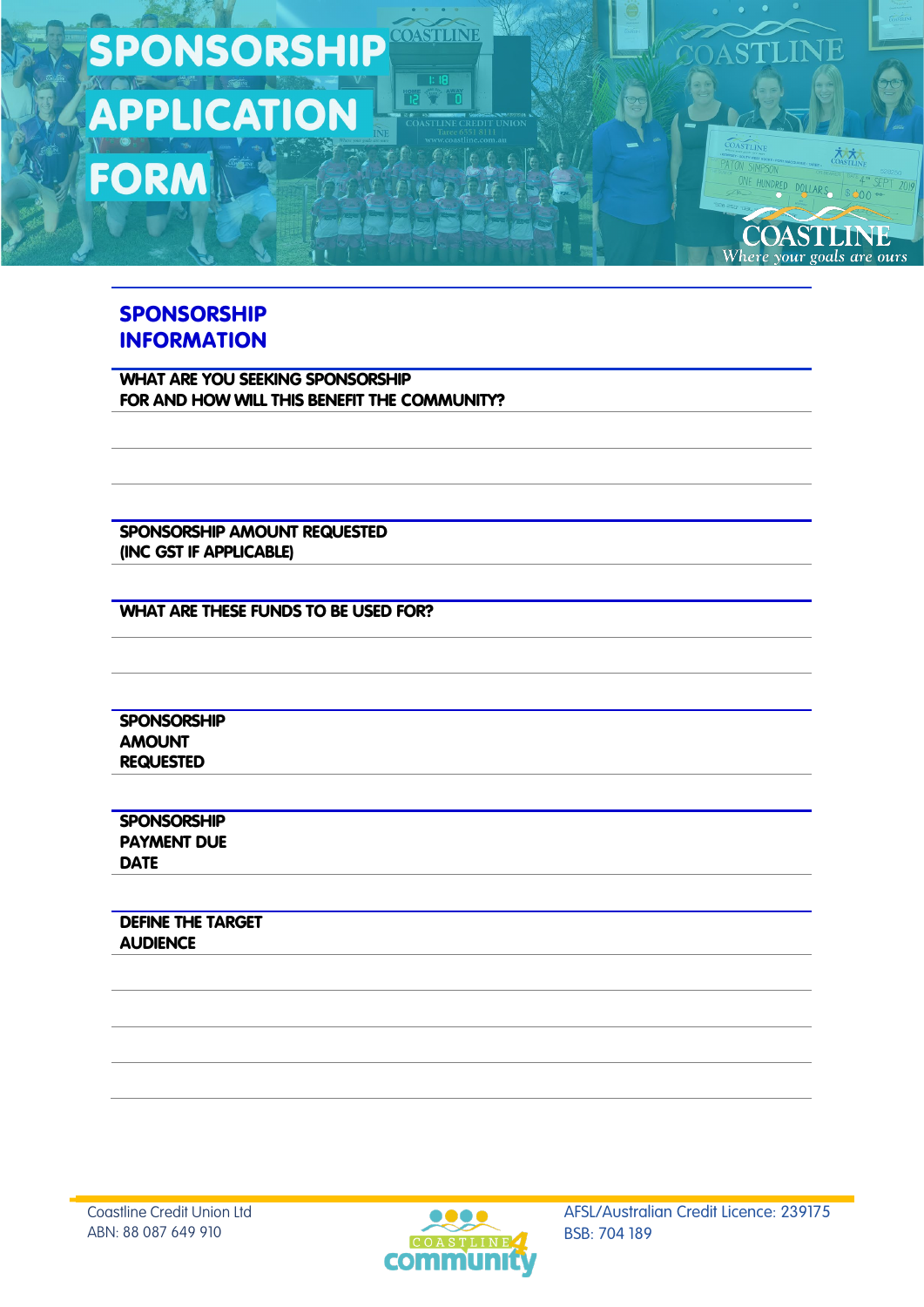# SPONSORSHIP APPLICATION FORM

## SPONSORSHIP INFORMATION

**WHAT ARE YOU SEEKING SPONSORSHIP FOR AND HOW WILL THIS BENEFIT THE COMMUNITY?**

**SPONSORSHIP AMOUNT REQUESTED (INC GST IF APPLICABLE)**

**WHAT ARE THESE FUNDS TO BE USED FOR?**

**SPONSORSHIP AMOUNT REQUESTED**

**SPONSORSHIP PAYMENT DUE DATE**

**DEFINE THE TARGET AUDIENCE**

Coastline Credit Union Ltd
ABN: 88 087 649 910

AFSL/Australian Credit Licence: 239175
BSB: 704 189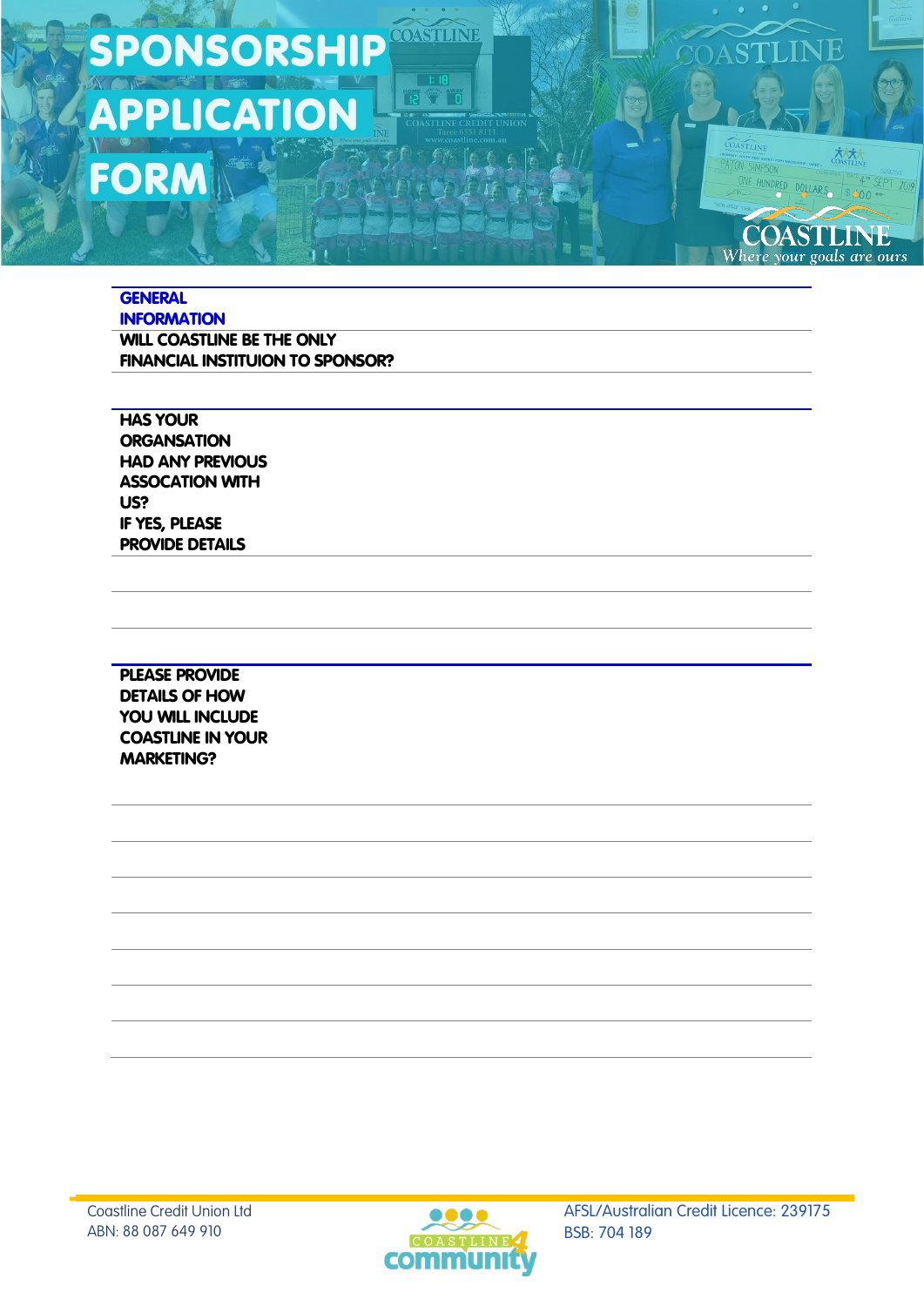# SPONSORSHIP APPLICATION FORM

## GENERAL INFORMATION

**WILL COASTLINE BE THE ONLY FINANCIAL INSTITUION TO SPONSOR?**

**HAS YOUR ORGANSATION HAD ANY PREVIOUS ASSOCATION WITH US? IF YES, PLEASE PROVIDE DETAILS**

**PLEASE PROVIDE DETAILS OF HOW YOU WILL INCLUDE COASTLINE IN YOUR MARKETING?**

Coastline Credit Union Ltd
ABN: 88 087 649 910

AFSL/Australian Credit Licence: 239175
BSB: 704 189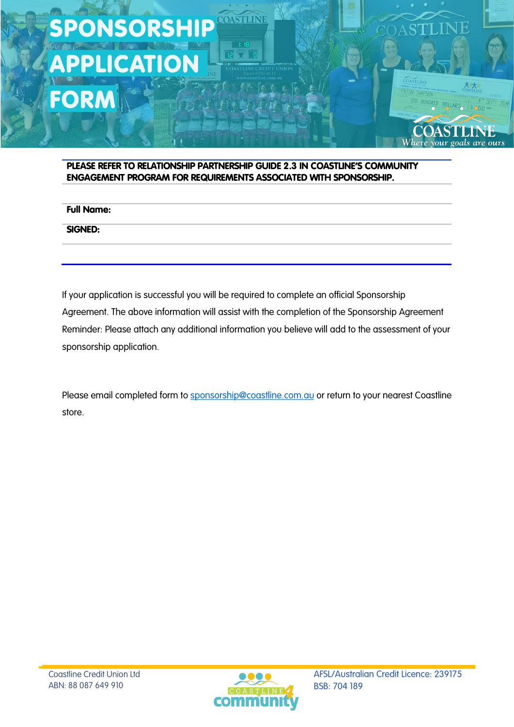# SPONSORSHIP APPLICATION FORM

**PLEASE REFER TO RELATIONSHIP PARTNERSHIP GUIDE 2.3 IN COASTLINE'S COMMUNITY ENGAGEMENT PROGRAM FOR REQUIREMENTS ASSOCIATED WITH SPONSORSHIP.**

**Full Name:**

**SIGNED:**

If your application is successful you will be required to complete an official Sponsorship Agreement. The above information will assist with the completion of the Sponsorship Agreement Reminder: Please attach any additional information you believe will add to the assessment of your sponsorship application.

Please email completed form to sponsorship@coastline.com.au or return to your nearest Coastline store.

Coastline Credit Union Ltd
ABN: 88 087 649 910

AFSL/Australian Credit Licence: 239175
BSB: 704 189